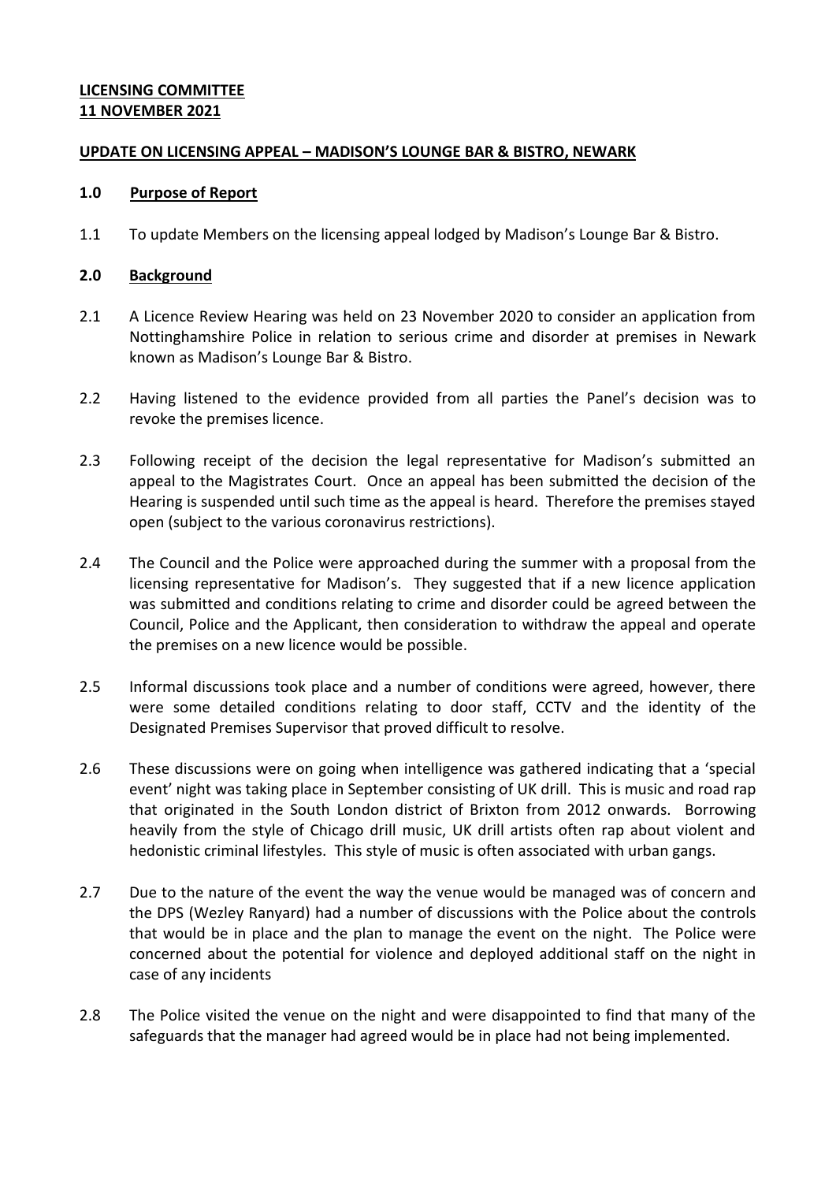**LICENSING COMMITTEE**
**11 NOVEMBER 2021**

**UPDATE ON LICENSING APPEAL – MADISON'S LOUNGE BAR & BISTRO, NEWARK**

**1.0 Purpose of Report**

1.1 To update Members on the licensing appeal lodged by Madison's Lounge Bar & Bistro.

**2.0 Background**

2.1 A Licence Review Hearing was held on 23 November 2020 to consider an application from Nottinghamshire Police in relation to serious crime and disorder at premises in Newark known as Madison's Lounge Bar & Bistro.

2.2 Having listened to the evidence provided from all parties the Panel's decision was to revoke the premises licence.

2.3 Following receipt of the decision the legal representative for Madison's submitted an appeal to the Magistrates Court. Once an appeal has been submitted the decision of the Hearing is suspended until such time as the appeal is heard. Therefore the premises stayed open (subject to the various coronavirus restrictions).

2.4 The Council and the Police were approached during the summer with a proposal from the licensing representative for Madison's. They suggested that if a new licence application was submitted and conditions relating to crime and disorder could be agreed between the Council, Police and the Applicant, then consideration to withdraw the appeal and operate the premises on a new licence would be possible.

2.5 Informal discussions took place and a number of conditions were agreed, however, there were some detailed conditions relating to door staff, CCTV and the identity of the Designated Premises Supervisor that proved difficult to resolve.

2.6 These discussions were on going when intelligence was gathered indicating that a 'special event' night was taking place in September consisting of UK drill. This is music and road rap that originated in the South London district of Brixton from 2012 onwards. Borrowing heavily from the style of Chicago drill music, UK drill artists often rap about violent and hedonistic criminal lifestyles. This style of music is often associated with urban gangs.

2.7 Due to the nature of the event the way the venue would be managed was of concern and the DPS (Wezley Ranyard) had a number of discussions with the Police about the controls that would be in place and the plan to manage the event on the night. The Police were concerned about the potential for violence and deployed additional staff on the night in case of any incidents

2.8 The Police visited the venue on the night and were disappointed to find that many of the safeguards that the manager had agreed would be in place had not being implemented.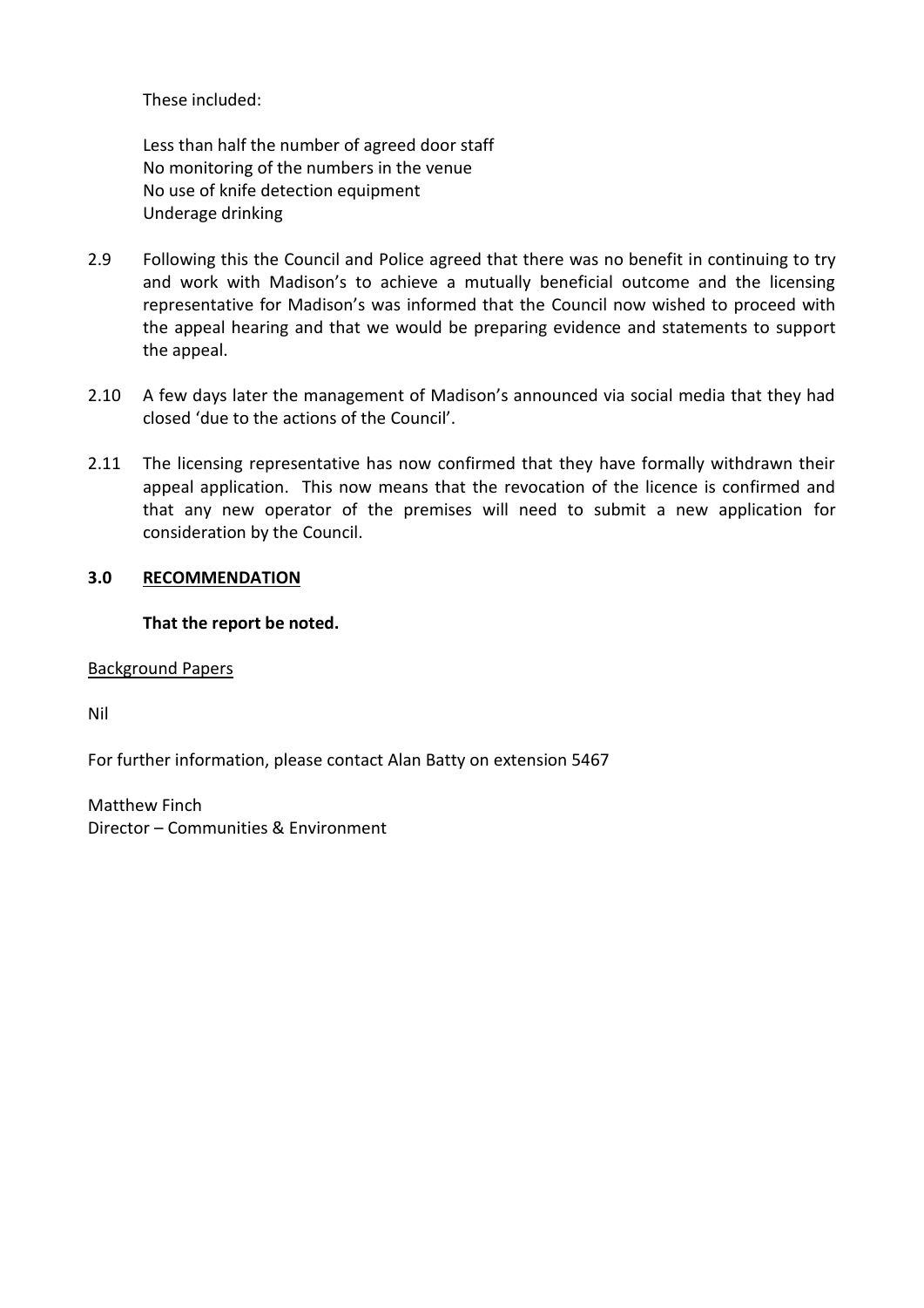These included:

Less than half the number of agreed door staff
No monitoring of the numbers in the venue
No use of knife detection equipment
Underage drinking

2.9 Following this the Council and Police agreed that there was no benefit in continuing to try and work with Madison's to achieve a mutually beneficial outcome and the licensing representative for Madison's was informed that the Council now wished to proceed with the appeal hearing and that we would be preparing evidence and statements to support the appeal.

2.10 A few days later the management of Madison's announced via social media that they had closed 'due to the actions of the Council'.

2.11 The licensing representative has now confirmed that they have formally withdrawn their appeal application. This now means that the revocation of the licence is confirmed and that any new operator of the premises will need to submit a new application for consideration by the Council.

## 3.0 RECOMMENDATION

**That the report be noted.**

Background Papers

Nil

For further information, please contact Alan Batty on extension 5467

Matthew Finch
Director – Communities & Environment